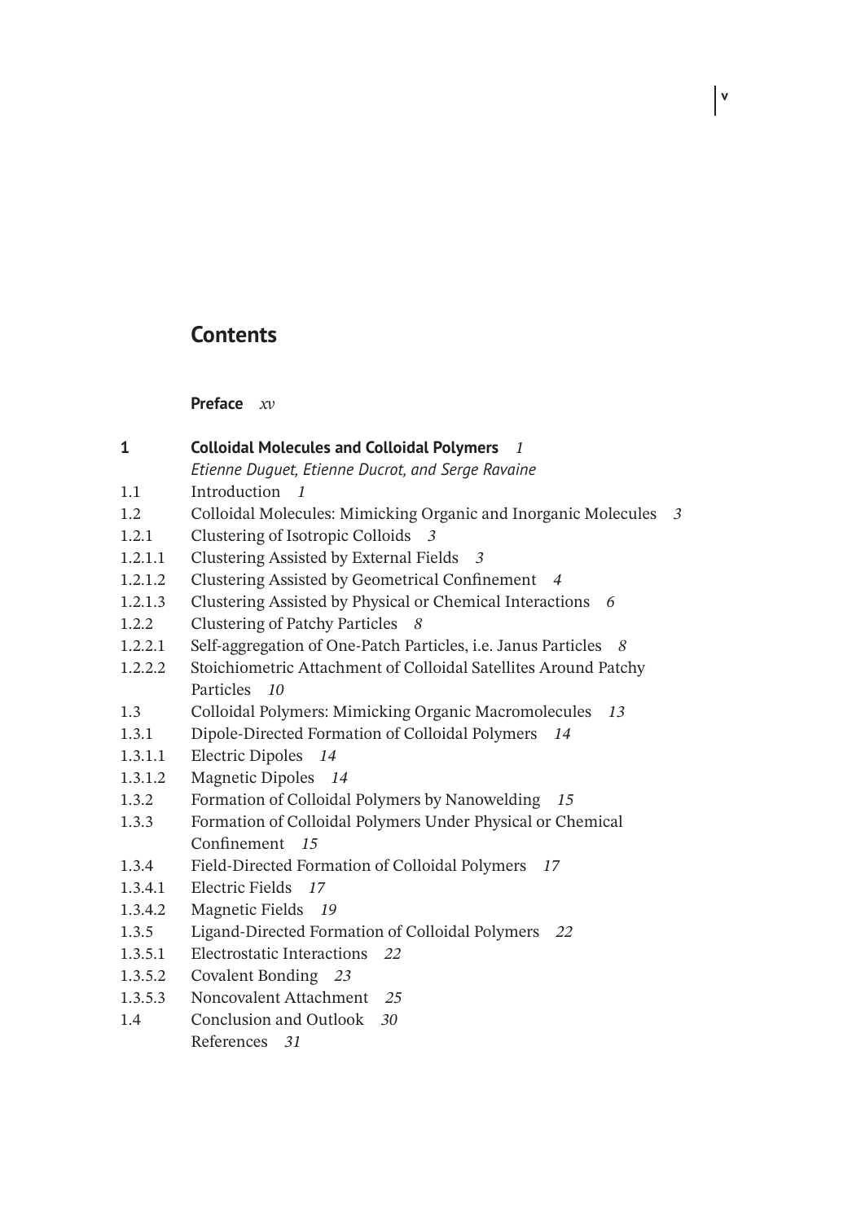# Contents

**Preface** *xv*

**1 Colloidal Molecules and Colloidal Polymers** *1*
*Etienne Duguet, Etienne Ducrot, and Serge Ravaine*

1.1 Introduction *1*
1.2 Colloidal Molecules: Mimicking Organic and Inorganic Molecules *3*
1.2.1 Clustering of Isotropic Colloids *3*
1.2.1.1 Clustering Assisted by External Fields *3*
1.2.1.2 Clustering Assisted by Geometrical Confinement *4*
1.2.1.3 Clustering Assisted by Physical or Chemical Interactions *6*
1.2.2 Clustering of Patchy Particles *8*
1.2.2.1 Self-aggregation of One-Patch Particles, i.e. Janus Particles *8*
1.2.2.2 Stoichiometric Attachment of Colloidal Satellites Around Patchy Particles *10*
1.3 Colloidal Polymers: Mimicking Organic Macromolecules *13*
1.3.1 Dipole-Directed Formation of Colloidal Polymers *14*
1.3.1.1 Electric Dipoles *14*
1.3.1.2 Magnetic Dipoles *14*
1.3.2 Formation of Colloidal Polymers by Nanowelding *15*
1.3.3 Formation of Colloidal Polymers Under Physical or Chemical Confinement *15*
1.3.4 Field-Directed Formation of Colloidal Polymers *17*
1.3.4.1 Electric Fields *17*
1.3.4.2 Magnetic Fields *19*
1.3.5 Ligand-Directed Formation of Colloidal Polymers *22*
1.3.5.1 Electrostatic Interactions *22*
1.3.5.2 Covalent Bonding *23*
1.3.5.3 Noncovalent Attachment *25*
1.4 Conclusion and Outlook *30*
References *31*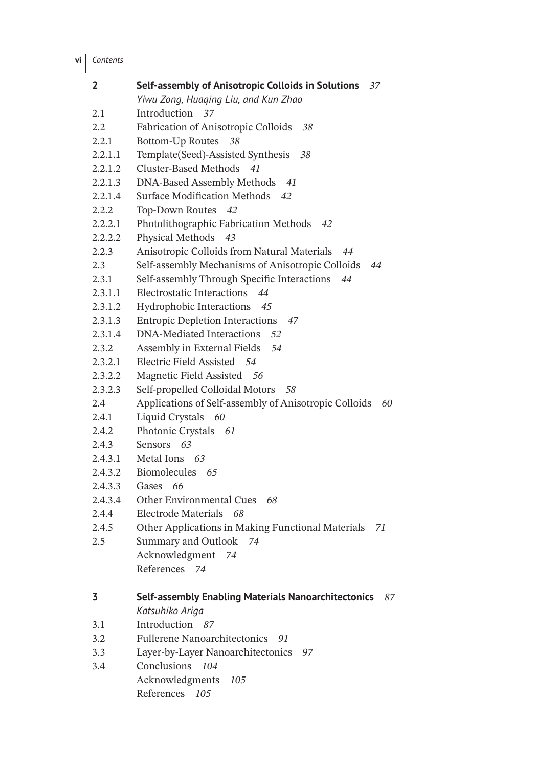**2 Self-assembly of Anisotropic Colloids in Solutions** *37*
*Yiwu Zong, Huaqing Liu, and Kun Zhao*

2.1 Introduction *37*
2.2 Fabrication of Anisotropic Colloids *38*
2.2.1 Bottom-Up Routes *38*
2.2.1.1 Template(Seed)-Assisted Synthesis *38*
2.2.1.2 Cluster-Based Methods *41*
2.2.1.3 DNA-Based Assembly Methods *41*
2.2.1.4 Surface Modification Methods *42*
2.2.2 Top-Down Routes *42*
2.2.2.1 Photolithographic Fabrication Methods *42*
2.2.2.2 Physical Methods *43*
2.2.3 Anisotropic Colloids from Natural Materials *44*
2.3 Self-assembly Mechanisms of Anisotropic Colloids *44*
2.3.1 Self-assembly Through Specific Interactions *44*
2.3.1.1 Electrostatic Interactions *44*
2.3.1.2 Hydrophobic Interactions *45*
2.3.1.3 Entropic Depletion Interactions *47*
2.3.1.4 DNA-Mediated Interactions *52*
2.3.2 Assembly in External Fields *54*
2.3.2.1 Electric Field Assisted *54*
2.3.2.2 Magnetic Field Assisted *56*
2.3.2.3 Self-propelled Colloidal Motors *58*
2.4 Applications of Self-assembly of Anisotropic Colloids *60*
2.4.1 Liquid Crystals *60*
2.4.2 Photonic Crystals *61*
2.4.3 Sensors *63*
2.4.3.1 Metal Ions *63*
2.4.3.2 Biomolecules *65*
2.4.3.3 Gases *66*
2.4.3.4 Other Environmental Cues *68*
2.4.4 Electrode Materials *68*
2.4.5 Other Applications in Making Functional Materials *71*
2.5 Summary and Outlook *74*
Acknowledgment *74*
References *74*

**3 Self-assembly Enabling Materials Nanoarchitectonics** *87*
*Katsuhiko Ariga*

3.1 Introduction *87*
3.2 Fullerene Nanoarchitectonics *91*
3.3 Layer-by-Layer Nanoarchitectonics *97*
3.4 Conclusions *104*
Acknowledgments *105*
References *105*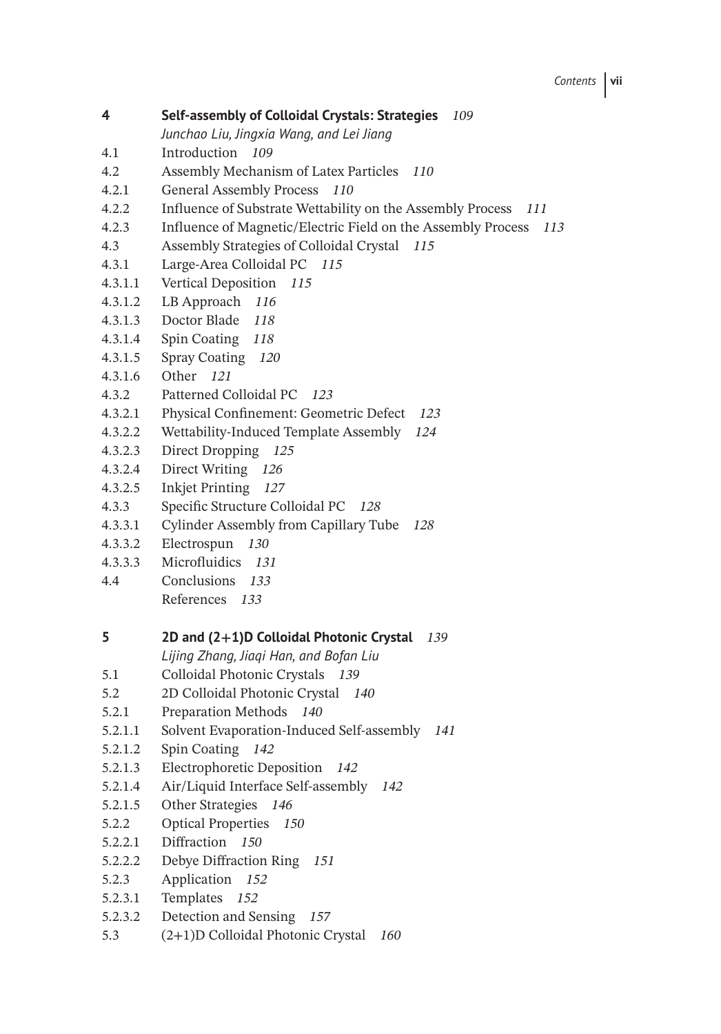**4 Self-assembly of Colloidal Crystals: Strategies** *109*

*Junchao Liu, Jingxia Wang, and Lei Jiang*

4.1 Introduction *109*
4.2 Assembly Mechanism of Latex Particles *110*
4.2.1 General Assembly Process *110*
4.2.2 Influence of Substrate Wettability on the Assembly Process *111*
4.2.3 Influence of Magnetic/Electric Field on the Assembly Process *113*
4.3 Assembly Strategies of Colloidal Crystal *115*
4.3.1 Large-Area Colloidal PC *115*
4.3.1.1 Vertical Deposition *115*
4.3.1.2 LB Approach *116*
4.3.1.3 Doctor Blade *118*
4.3.1.4 Spin Coating *118*
4.3.1.5 Spray Coating *120*
4.3.1.6 Other *121*
4.3.2 Patterned Colloidal PC *123*
4.3.2.1 Physical Confinement: Geometric Defect *123*
4.3.2.2 Wettability-Induced Template Assembly *124*
4.3.2.3 Direct Dropping *125*
4.3.2.4 Direct Writing *126*
4.3.2.5 Inkjet Printing *127*
4.3.3 Specific Structure Colloidal PC *128*
4.3.3.1 Cylinder Assembly from Capillary Tube *128*
4.3.3.2 Electrospun *130*
4.3.3.3 Microfluidics *131*
4.4 Conclusions *133*
References *133*

**5 2D and (2+1)D Colloidal Photonic Crystal** *139*

*Lijing Zhang, Jiaqi Han, and Bofan Liu*

5.1 Colloidal Photonic Crystals *139*
5.2 2D Colloidal Photonic Crystal *140*
5.2.1 Preparation Methods *140*
5.2.1.1 Solvent Evaporation-Induced Self-assembly *141*
5.2.1.2 Spin Coating *142*
5.2.1.3 Electrophoretic Deposition *142*
5.2.1.4 Air/Liquid Interface Self-assembly *142*
5.2.1.5 Other Strategies *146*
5.2.2 Optical Properties *150*
5.2.2.1 Diffraction *150*
5.2.2.2 Debye Diffraction Ring *151*
5.2.3 Application *152*
5.2.3.1 Templates *152*
5.2.3.2 Detection and Sensing *157*
5.3 (2+1)D Colloidal Photonic Crystal *160*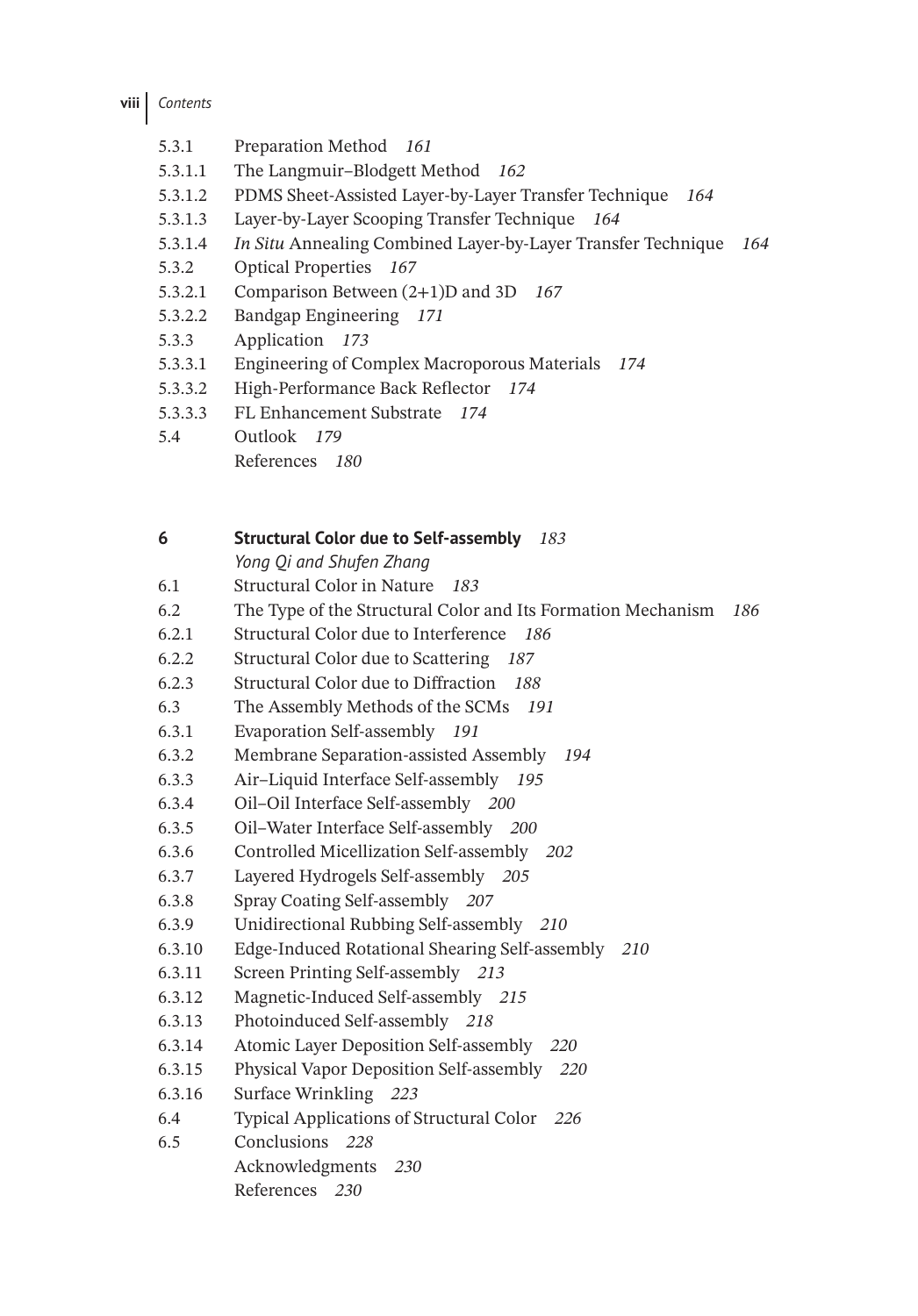5.3.1 Preparation Method *161*
5.3.1.1 The Langmuir–Blodgett Method *162*
5.3.1.2 PDMS Sheet-Assisted Layer-by-Layer Transfer Technique *164*
5.3.1.3 Layer-by-Layer Scooping Transfer Technique *164*
5.3.1.4 *In Situ* Annealing Combined Layer-by-Layer Transfer Technique *164*
5.3.2 Optical Properties *167*
5.3.2.1 Comparison Between (2+1)D and 3D *167*
5.3.2.2 Bandgap Engineering *171*
5.3.3 Application *173*
5.3.3.1 Engineering of Complex Macroporous Materials *174*
5.3.3.2 High-Performance Back Reflector *174*
5.3.3.3 FL Enhancement Substrate *174*
5.4 Outlook *179*
References *180*

**6 Structural Color due to Self-assembly** *183*
*Yong Qi and Shufen Zhang*
6.1 Structural Color in Nature *183*
6.2 The Type of the Structural Color and Its Formation Mechanism *186*
6.2.1 Structural Color due to Interference *186*
6.2.2 Structural Color due to Scattering *187*
6.2.3 Structural Color due to Diffraction *188*
6.3 The Assembly Methods of the SCMs *191*
6.3.1 Evaporation Self-assembly *191*
6.3.2 Membrane Separation-assisted Assembly *194*
6.3.3 Air–Liquid Interface Self-assembly *195*
6.3.4 Oil–Oil Interface Self-assembly *200*
6.3.5 Oil–Water Interface Self-assembly *200*
6.3.6 Controlled Micellization Self-assembly *202*
6.3.7 Layered Hydrogels Self-assembly *205*
6.3.8 Spray Coating Self-assembly *207*
6.3.9 Unidirectional Rubbing Self-assembly *210*
6.3.10 Edge-Induced Rotational Shearing Self-assembly *210*
6.3.11 Screen Printing Self-assembly *213*
6.3.12 Magnetic-Induced Self-assembly *215*
6.3.13 Photoinduced Self-assembly *218*
6.3.14 Atomic Layer Deposition Self-assembly *220*
6.3.15 Physical Vapor Deposition Self-assembly *220*
6.3.16 Surface Wrinkling *223*
6.4 Typical Applications of Structural Color *226*
6.5 Conclusions *228*
Acknowledgments *230*
References *230*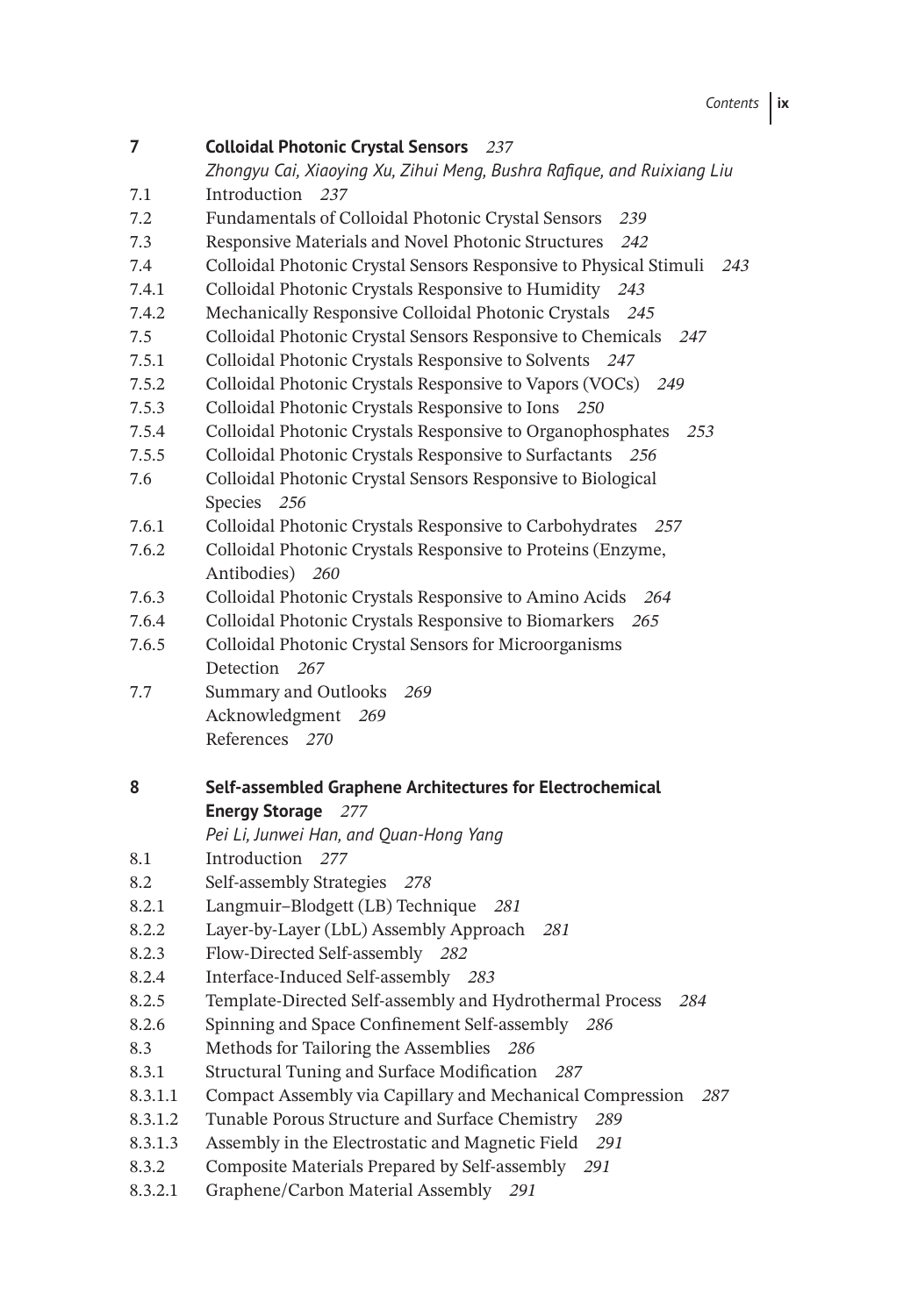**7 Colloidal Photonic Crystal Sensors** *237*

*Zhongyu Cai, Xiaoying Xu, Zihui Meng, Bushra Rafique, and Ruixiang Liu*

7.1 Introduction *237*
7.2 Fundamentals of Colloidal Photonic Crystal Sensors *239*
7.3 Responsive Materials and Novel Photonic Structures *242*
7.4 Colloidal Photonic Crystal Sensors Responsive to Physical Stimuli *243*
7.4.1 Colloidal Photonic Crystals Responsive to Humidity *243*
7.4.2 Mechanically Responsive Colloidal Photonic Crystals *245*
7.5 Colloidal Photonic Crystal Sensors Responsive to Chemicals *247*
7.5.1 Colloidal Photonic Crystals Responsive to Solvents *247*
7.5.2 Colloidal Photonic Crystals Responsive to Vapors (VOCs) *249*
7.5.3 Colloidal Photonic Crystals Responsive to Ions *250*
7.5.4 Colloidal Photonic Crystals Responsive to Organophosphates *253*
7.5.5 Colloidal Photonic Crystals Responsive to Surfactants *256*
7.6 Colloidal Photonic Crystal Sensors Responsive to Biological Species *256*
7.6.1 Colloidal Photonic Crystals Responsive to Carbohydrates *257*
7.6.2 Colloidal Photonic Crystals Responsive to Proteins (Enzyme, Antibodies) *260*
7.6.3 Colloidal Photonic Crystals Responsive to Amino Acids *264*
7.6.4 Colloidal Photonic Crystals Responsive to Biomarkers *265*
7.6.5 Colloidal Photonic Crystal Sensors for Microorganisms Detection *267*
7.7 Summary and Outlooks *269*
Acknowledgment *269*
References *270*

**8 Self-assembled Graphene Architectures for Electrochemical Energy Storage** *277*

*Pei Li, Junwei Han, and Quan-Hong Yang*

8.1 Introduction *277*
8.2 Self-assembly Strategies *278*
8.2.1 Langmuir–Blodgett (LB) Technique *281*
8.2.2 Layer-by-Layer (LbL) Assembly Approach *281*
8.2.3 Flow-Directed Self-assembly *282*
8.2.4 Interface-Induced Self-assembly *283*
8.2.5 Template-Directed Self-assembly and Hydrothermal Process *284*
8.2.6 Spinning and Space Confinement Self-assembly *286*
8.3 Methods for Tailoring the Assemblies *286*
8.3.1 Structural Tuning and Surface Modification *287*
8.3.1.1 Compact Assembly via Capillary and Mechanical Compression *287*
8.3.1.2 Tunable Porous Structure and Surface Chemistry *289*
8.3.1.3 Assembly in the Electrostatic and Magnetic Field *291*
8.3.2 Composite Materials Prepared by Self-assembly *291*
8.3.2.1 Graphene/Carbon Material Assembly *291*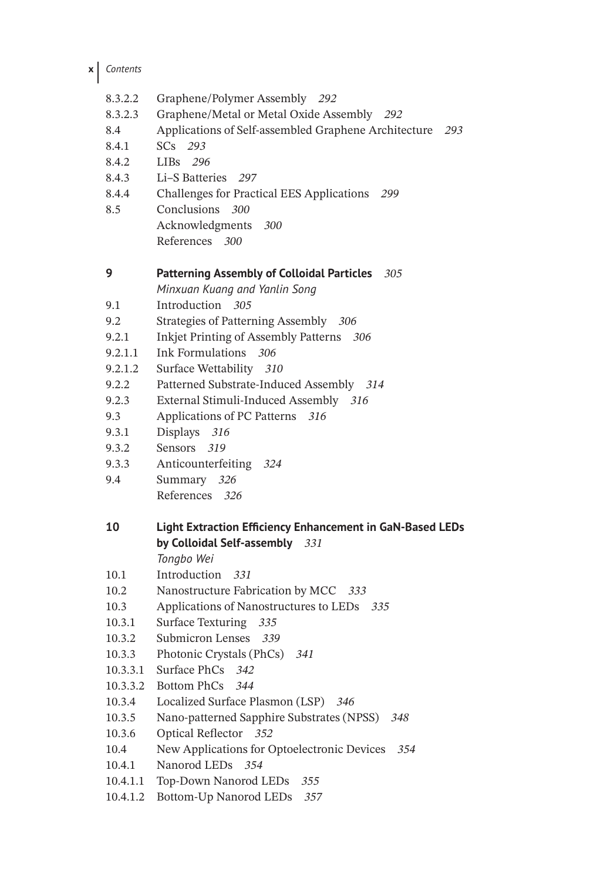8.3.2.2 Graphene/Polymer Assembly *292*
8.3.2.3 Graphene/Metal or Metal Oxide Assembly *292*
8.4 Applications of Self-assembled Graphene Architecture *293*
8.4.1 SCs *293*
8.4.2 LIBs *296*
8.4.3 Li–S Batteries *297*
8.4.4 Challenges for Practical EES Applications *299*
8.5 Conclusions *300*
Acknowledgments *300*
References *300*

**9 Patterning Assembly of Colloidal Particles** *305*
*Minxuan Kuang and Yanlin Song*
9.1 Introduction *305*
9.2 Strategies of Patterning Assembly *306*
9.2.1 Inkjet Printing of Assembly Patterns *306*
9.2.1.1 Ink Formulations *306*
9.2.1.2 Surface Wettability *310*
9.2.2 Patterned Substrate-Induced Assembly *314*
9.2.3 External Stimuli-Induced Assembly *316*
9.3 Applications of PC Patterns *316*
9.3.1 Displays *316*
9.3.2 Sensors *319*
9.3.3 Anticounterfeiting *324*
9.4 Summary *326*
References *326*

**10 Light Extraction Efficiency Enhancement in GaN-Based LEDs by Colloidal Self-assembly** *331*
*Tongbo Wei*
10.1 Introduction *331*
10.2 Nanostructure Fabrication by MCC *333*
10.3 Applications of Nanostructures to LEDs *335*
10.3.1 Surface Texturing *335*
10.3.2 Submicron Lenses *339*
10.3.3 Photonic Crystals (PhCs) *341*
10.3.3.1 Surface PhCs *342*
10.3.3.2 Bottom PhCs *344*
10.3.4 Localized Surface Plasmon (LSP) *346*
10.3.5 Nano-patterned Sapphire Substrates (NPSS) *348*
10.3.6 Optical Reflector *352*
10.4 New Applications for Optoelectronic Devices *354*
10.4.1 Nanorod LEDs *354*
10.4.1.1 Top-Down Nanorod LEDs *355*
10.4.1.2 Bottom-Up Nanorod LEDs *357*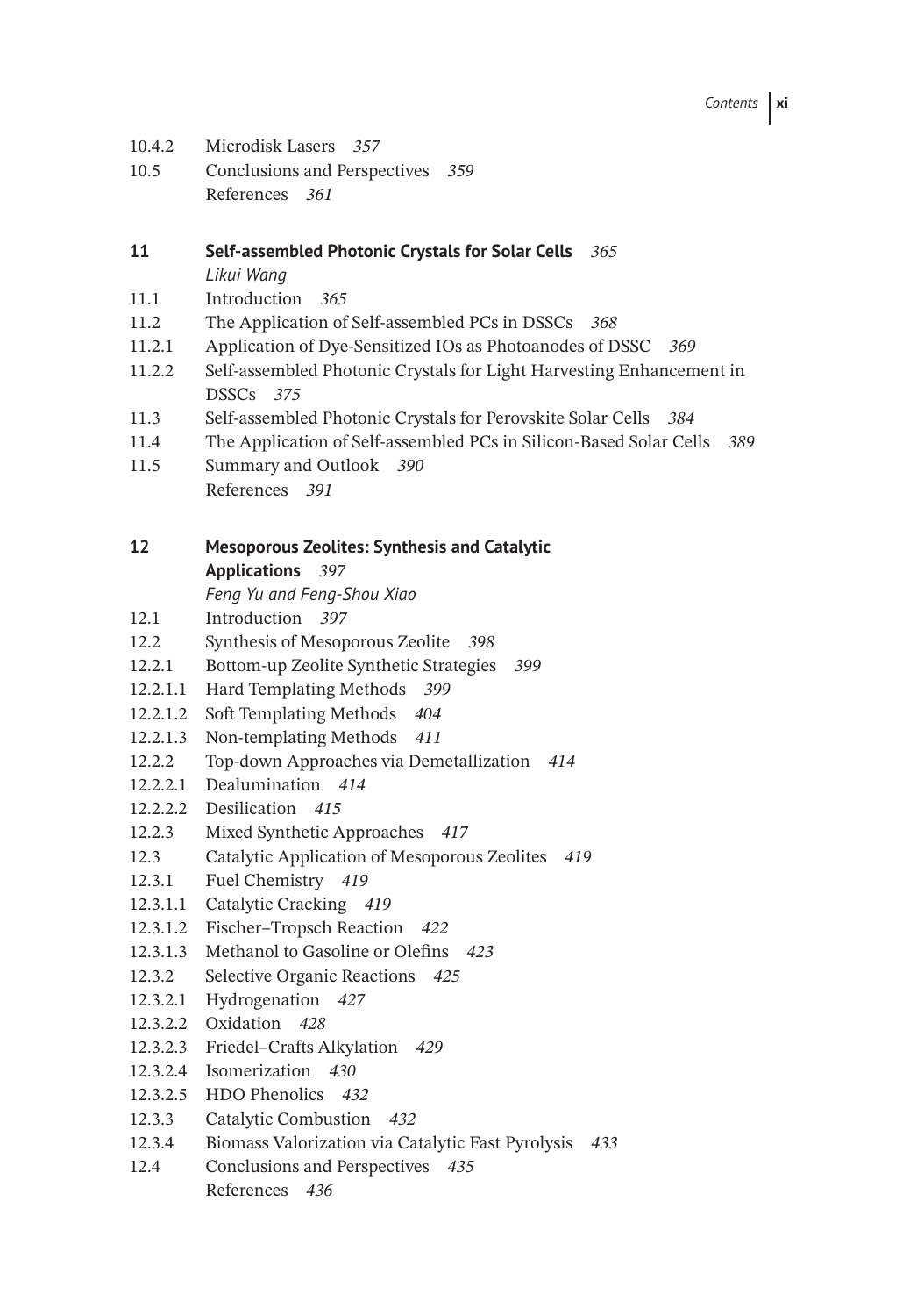10.4.2 Microdisk Lasers *357*
10.5 Conclusions and Perspectives *359*
References *361*

**11 Self-assembled Photonic Crystals for Solar Cells** *365*
*Likui Wang*
11.1 Introduction *365*
11.2 The Application of Self-assembled PCs in DSSCs *368*
11.2.1 Application of Dye-Sensitized IOs as Photoanodes of DSSC *369*
11.2.2 Self-assembled Photonic Crystals for Light Harvesting Enhancement in DSSCs *375*
11.3 Self-assembled Photonic Crystals for Perovskite Solar Cells *384*
11.4 The Application of Self-assembled PCs in Silicon-Based Solar Cells *389*
11.5 Summary and Outlook *390*
References *391*

**12 Mesoporous Zeolites: Synthesis and Catalytic Applications** *397*
*Feng Yu and Feng-Shou Xiao*
12.1 Introduction *397*
12.2 Synthesis of Mesoporous Zeolite *398*
12.2.1 Bottom-up Zeolite Synthetic Strategies *399*
12.2.1.1 Hard Templating Methods *399*
12.2.1.2 Soft Templating Methods *404*
12.2.1.3 Non-templating Methods *411*
12.2.2 Top-down Approaches via Demetallization *414*
12.2.2.1 Dealumination *414*
12.2.2.2 Desilication *415*
12.2.3 Mixed Synthetic Approaches *417*
12.3 Catalytic Application of Mesoporous Zeolites *419*
12.3.1 Fuel Chemistry *419*
12.3.1.1 Catalytic Cracking *419*
12.3.1.2 Fischer–Tropsch Reaction *422*
12.3.1.3 Methanol to Gasoline or Olefins *423*
12.3.2 Selective Organic Reactions *425*
12.3.2.1 Hydrogenation *427*
12.3.2.2 Oxidation *428*
12.3.2.3 Friedel–Crafts Alkylation *429*
12.3.2.4 Isomerization *430*
12.3.2.5 HDO Phenolics *432*
12.3.3 Catalytic Combustion *432*
12.3.4 Biomass Valorization via Catalytic Fast Pyrolysis *433*
12.4 Conclusions and Perspectives *435*
References *436*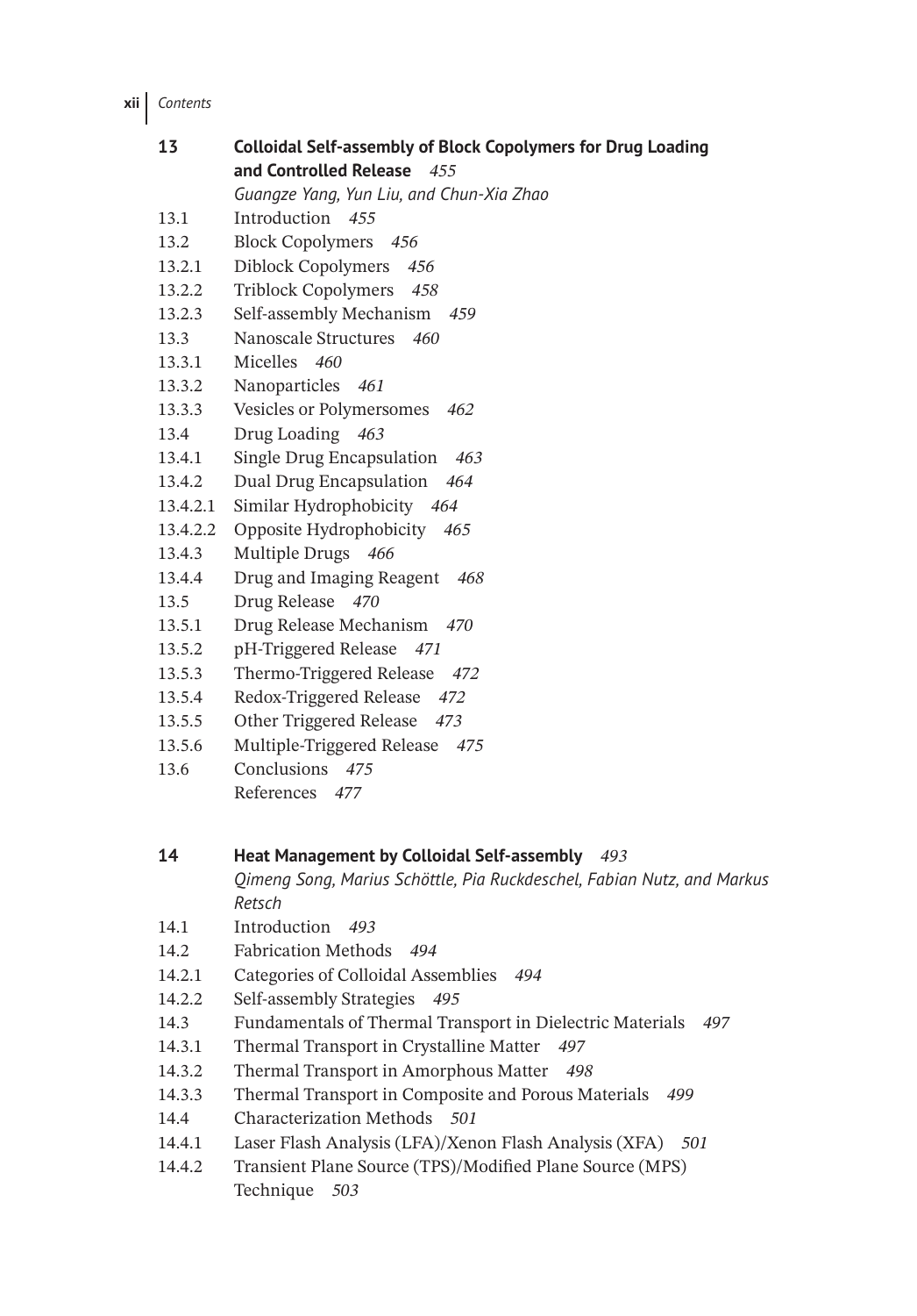**13 Colloidal Self-assembly of Block Copolymers for Drug Loading and Controlled Release** *455*

*Guangze Yang, Yun Liu, and Chun-Xia Zhao*

13.1 Introduction *455*
13.2 Block Copolymers *456*
13.2.1 Diblock Copolymers *456*
13.2.2 Triblock Copolymers *458*
13.2.3 Self-assembly Mechanism *459*
13.3 Nanoscale Structures *460*
13.3.1 Micelles *460*
13.3.2 Nanoparticles *461*
13.3.3 Vesicles or Polymersomes *462*
13.4 Drug Loading *463*
13.4.1 Single Drug Encapsulation *463*
13.4.2 Dual Drug Encapsulation *464*
13.4.2.1 Similar Hydrophobicity *464*
13.4.2.2 Opposite Hydrophobicity *465*
13.4.3 Multiple Drugs *466*
13.4.4 Drug and Imaging Reagent *468*
13.5 Drug Release *470*
13.5.1 Drug Release Mechanism *470*
13.5.2 pH-Triggered Release *471*
13.5.3 Thermo-Triggered Release *472*
13.5.4 Redox-Triggered Release *472*
13.5.5 Other Triggered Release *473*
13.5.6 Multiple-Triggered Release *475*
13.6 Conclusions *475*
References *477*

**14 Heat Management by Colloidal Self-assembly** *493*

*Qimeng Song, Marius Schöttle, Pia Ruckdeschel, Fabian Nutz, and Markus Retsch*

14.1 Introduction *493*
14.2 Fabrication Methods *494*
14.2.1 Categories of Colloidal Assemblies *494*
14.2.2 Self-assembly Strategies *495*
14.3 Fundamentals of Thermal Transport in Dielectric Materials *497*
14.3.1 Thermal Transport in Crystalline Matter *497*
14.3.2 Thermal Transport in Amorphous Matter *498*
14.3.3 Thermal Transport in Composite and Porous Materials *499*
14.4 Characterization Methods *501*
14.4.1 Laser Flash Analysis (LFA)/Xenon Flash Analysis (XFA) *501*
14.4.2 Transient Plane Source (TPS)/Modified Plane Source (MPS) Technique *503*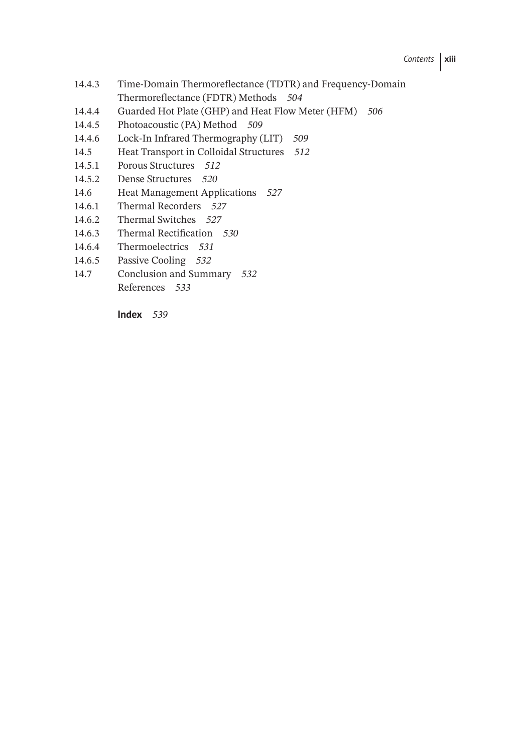14.4.3 Time-Domain Thermoreflectance (TDTR) and Frequency-Domain Thermoreflectance (FDTR) Methods *504*
14.4.4 Guarded Hot Plate (GHP) and Heat Flow Meter (HFM) *506*
14.4.5 Photoacoustic (PA) Method *509*
14.4.6 Lock-In Infrared Thermography (LIT) *509*
14.5 Heat Transport in Colloidal Structures *512*
14.5.1 Porous Structures *512*
14.5.2 Dense Structures *520*
14.6 Heat Management Applications *527*
14.6.1 Thermal Recorders *527*
14.6.2 Thermal Switches *527*
14.6.3 Thermal Rectification *530*
14.6.4 Thermoelectrics *531*
14.6.5 Passive Cooling *532*
14.7 Conclusion and Summary *532*
References *533*

**Index** *539*